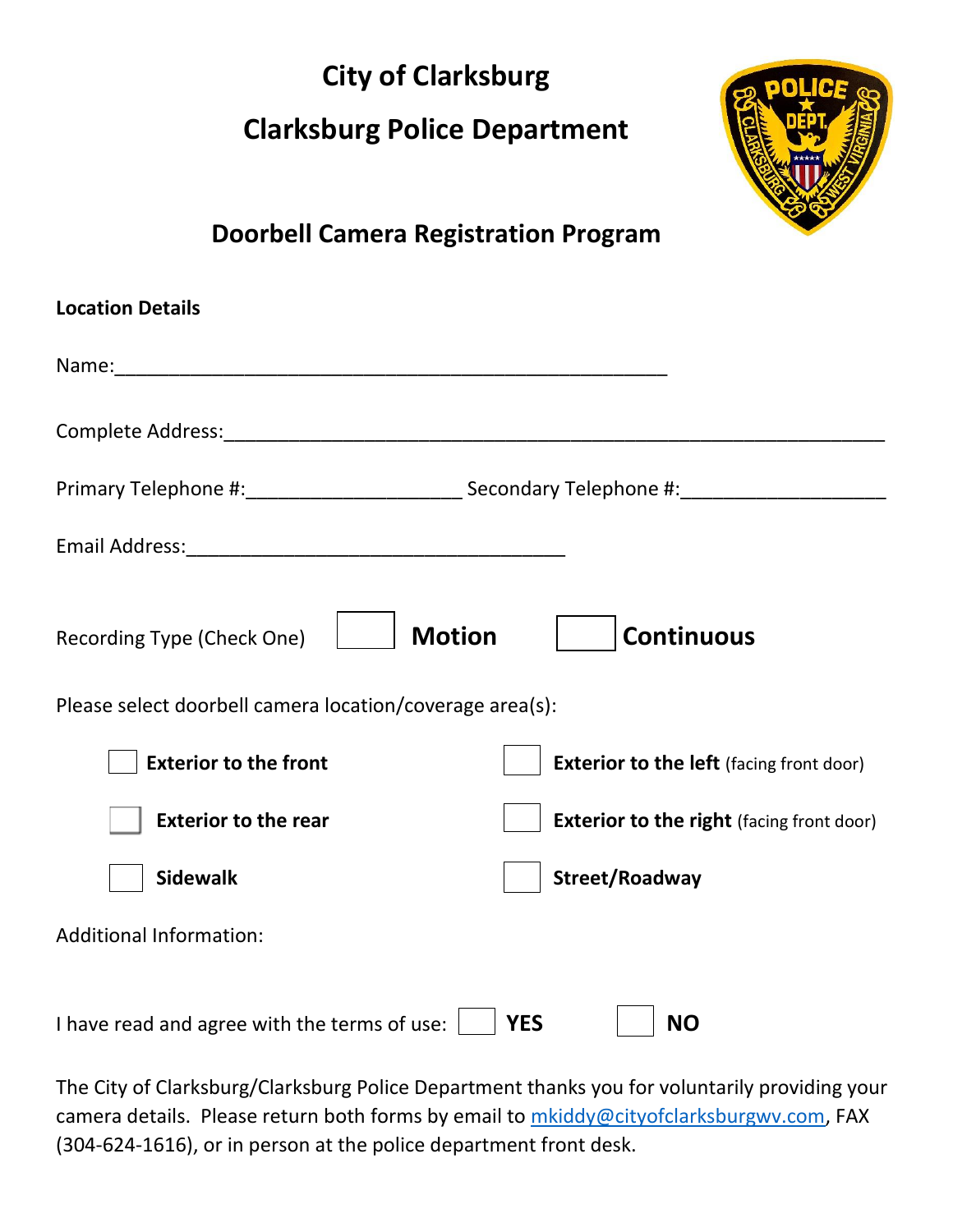# City of Clarksburg

## Clarksburg Police Department

## Doorbell Camera Registration Program

**Location Details**

Name:_______________________________________________

Complete Address:___________________________________________________________

Primary Telephone #:____________________ Secondary Telephone #:___________________

Email Address:____________________________________

Recording Type (Check One) ☐ **Motion** ☐ **Continuous**

Please select doorbell camera location/coverage area(s):

☐ **Exterior to the front**

☐ **Exterior to the left** (facing front door)

☐ **Exterior to the rear**

☐ **Exterior to the right** (facing front door)

☐ **Sidewalk**

☐ **Street/Roadway**

Additional Information:

I have read and agree with the terms of use: ☐ **YES** ☐ **NO**

The City of Clarksburg/Clarksburg Police Department thanks you for voluntarily providing your camera details. Please return both forms by email to mkiddy@cityofclarksburgwv.com, FAX (304-624-1616), or in person at the police department front desk.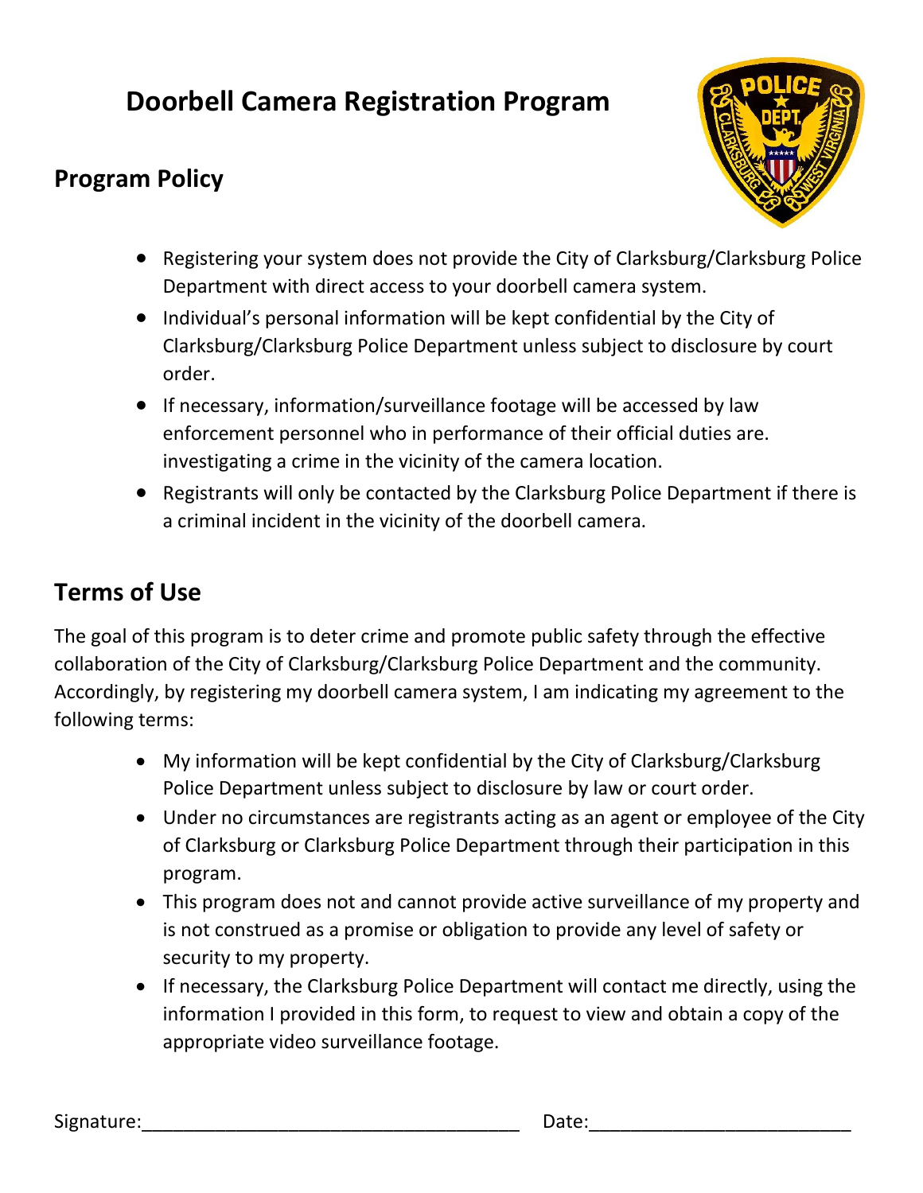# Doorbell Camera Registration Program

## Program Policy

- Registering your system does not provide the City of Clarksburg/Clarksburg Police Department with direct access to your doorbell camera system.
- Individual's personal information will be kept confidential by the City of Clarksburg/Clarksburg Police Department unless subject to disclosure by court order.
- If necessary, information/surveillance footage will be accessed by law enforcement personnel who in performance of their official duties are. investigating a crime in the vicinity of the camera location.
- Registrants will only be contacted by the Clarksburg Police Department if there is a criminal incident in the vicinity of the doorbell camera.

## Terms of Use

The goal of this program is to deter crime and promote public safety through the effective collaboration of the City of Clarksburg/Clarksburg Police Department and the community. Accordingly, by registering my doorbell camera system, I am indicating my agreement to the following terms:

- My information will be kept confidential by the City of Clarksburg/Clarksburg Police Department unless subject to disclosure by law or court order.
- Under no circumstances are registrants acting as an agent or employee of the City of Clarksburg or Clarksburg Police Department through their participation in this program.
- This program does not and cannot provide active surveillance of my property and is not construed as a promise or obligation to provide any level of safety or security to my property.
- If necessary, the Clarksburg Police Department will contact me directly, using the information I provided in this form, to request to view and obtain a copy of the appropriate video surveillance footage.

Signature:___________________________________ Date:_________________________